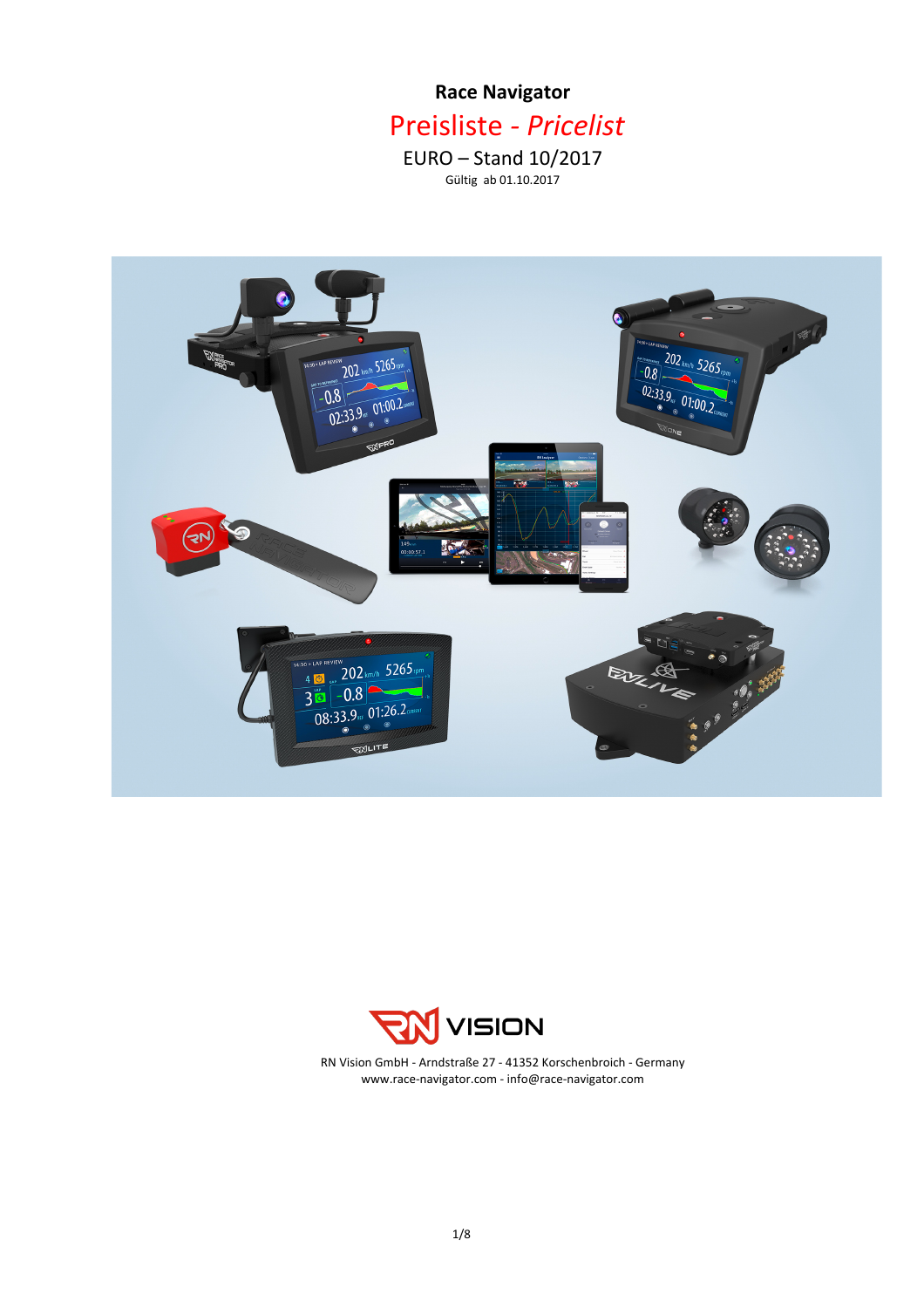# Race Navigator

## Preisliste - *Pricelist*

EURO – Stand 10/2017

Gültig ab 01.10.2017

RN VISION

RN Vision GmbH - Arndstraße 27 - 41352 Korschenbroich - Germany
www.race-navigator.com - info@race-navigator.com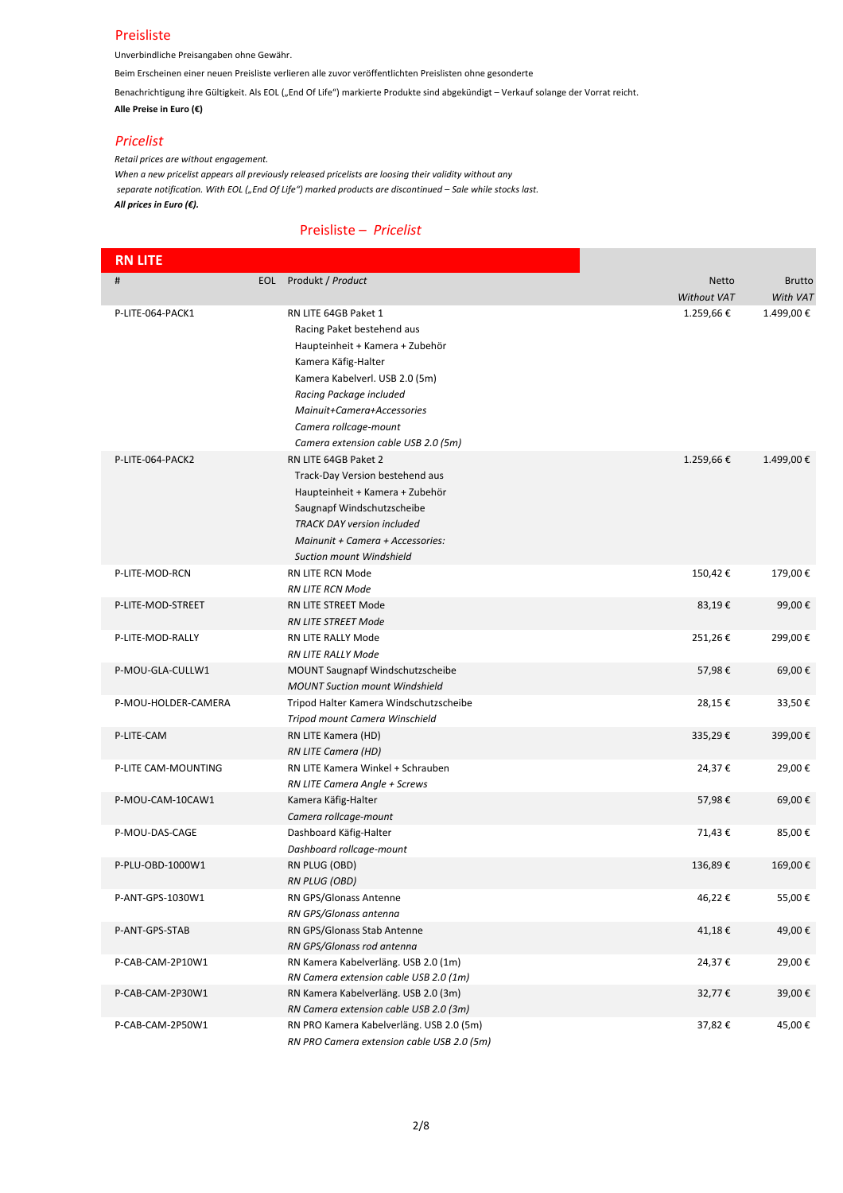## Preisliste

Unverbindliche Preisangaben ohne Gewähr.

Beim Erscheinen einer neuen Preisliste verlieren alle zuvor veröffentlichten Preislisten ohne gesonderte

Benachrichtigung ihre Gültigkeit. Als EOL („End Of Life“) markierte Produkte sind abgekündigt – Verkauf solange der Vorrat reicht.

**Alle Preise in Euro (€)**

## *Pricelist*

*Retail prices are without engagement.*

*When a new pricelist appears all previously released pricelists are loosing their validity without any separate notification. With EOL („End Of Life“) marked products are discontinued – Sale while stocks last.*

***All prices in Euro (€).***

### Preisliste – *Pricelist*

**RN LITE**

| # | EOL | Produkt / *Product* | Netto *Without VAT* | Brutto *With VAT* |
|---|---|---|---|---|
| P-LITE-064-PACK1 | | RN LITE 64GB Paket 1<br>Racing Paket bestehend aus<br>Haupteinheit + Kamera + Zubehör<br>Kamera Käfig-Halter<br>Kamera Kabelverl. USB 2.0 (5m)<br>*Racing Package included*<br>*Mainuit+Camera+Accessories*<br>*Camera rollcage-mount*<br>*Camera extension cable USB 2.0 (5m)* | 1.259,66 € | 1.499,00 € |
| P-LITE-064-PACK2 | | RN LITE 64GB Paket 2<br>Track-Day Version bestehend aus<br>Haupteinheit + Kamera + Zubehör<br>Saugnapf Windschutzscheibe<br>*TRACK DAY version included*<br>*Mainunit + Camera + Accessories:*<br>*Suction mount Windshield* | 1.259,66 € | 1.499,00 € |
| P-LITE-MOD-RCN | | RN LITE RCN Mode<br>*RN LITE RCN Mode* | 150,42 € | 179,00 € |
| P-LITE-MOD-STREET | | RN LITE STREET Mode<br>*RN LITE STREET Mode* | 83,19 € | 99,00 € |
| P-LITE-MOD-RALLY | | RN LITE RALLY Mode<br>*RN LITE RALLY Mode* | 251,26 € | 299,00 € |
| P-MOU-GLA-CULLW1 | | MOUNT Saugnapf Windschutzscheibe<br>*MOUNT Suction mount Windshield* | 57,98 € | 69,00 € |
| P-MOU-HOLDER-CAMERA | | Tripod Halter Kamera Windschutzscheibe<br>*Tripod mount Camera Winschield* | 28,15 € | 33,50 € |
| P-LITE-CAM | | RN LITE Kamera (HD)<br>*RN LITE Camera (HD)* | 335,29 € | 399,00 € |
| P-LITE CAM-MOUNTING | | RN LITE Kamera Winkel + Schrauben<br>*RN LITE Camera Angle + Screws* | 24,37 € | 29,00 € |
| P-MOU-CAM-10CAW1 | | Kamera Käfig-Halter<br>*Camera rollcage-mount* | 57,98 € | 69,00 € |
| P-MOU-DAS-CAGE | | Dashboard Käfig-Halter<br>*Dashboard rollcage-mount* | 71,43 € | 85,00 € |
| P-PLU-OBD-1000W1 | | RN PLUG (OBD)<br>*RN PLUG (OBD)* | 136,89 € | 169,00 € |
| P-ANT-GPS-1030W1 | | RN GPS/Glonass Antenne<br>*RN GPS/Glonass antenna* | 46,22 € | 55,00 € |
| P-ANT-GPS-STAB | | RN GPS/Glonass Stab Antenne<br>*RN GPS/Glonass rod antenna* | 41,18 € | 49,00 € |
| P-CAB-CAM-2P10W1 | | RN Kamera Kabelverläng. USB 2.0 (1m)<br>*RN Camera extension cable USB 2.0 (1m)* | 24,37 € | 29,00 € |
| P-CAB-CAM-2P30W1 | | RN Kamera Kabelverläng. USB 2.0 (3m)<br>*RN Camera extension cable USB 2.0 (3m)* | 32,77 € | 39,00 € |
| P-CAB-CAM-2P50W1 | | RN PRO Kamera Kabelverläng. USB 2.0 (5m)<br>*RN PRO Camera extension cable USB 2.0 (5m)* | 37,82 € | 45,00 € |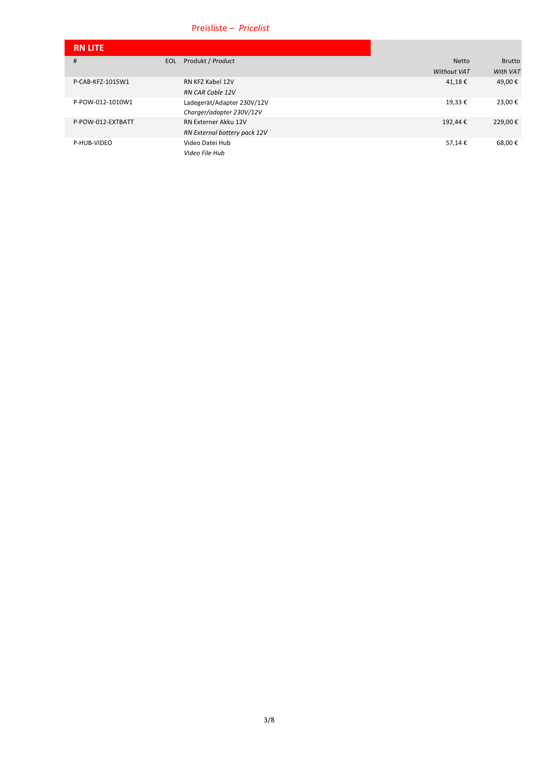Preisliste – *Pricelist*

## RN LITE

| # | EOL | Produkt / *Product* | Netto<br>*Without VAT* | Brutto<br>*With VAT* |
|---|---|---|---|---|
| P-CAB-KFZ-1015W1 | | RN KFZ Kabel 12V<br>*RN CAR Cable 12V* | 41,18 € | 49,00 € |
| P-POW-012-1010W1 | | Ladegerät/Adapter 230V/12V<br>*Charger/adapter 230V/12V* | 19,33 € | 23,00 € |
| P-POW-012-EXTBATT | | RN Externer Akku 12V<br>*RN External battery pack 12V* | 192,44 € | 229,00 € |
| P-HUB-VIDEO | | Video Datei Hub<br>*Video File Hub* | 57,14 € | 68,00 € |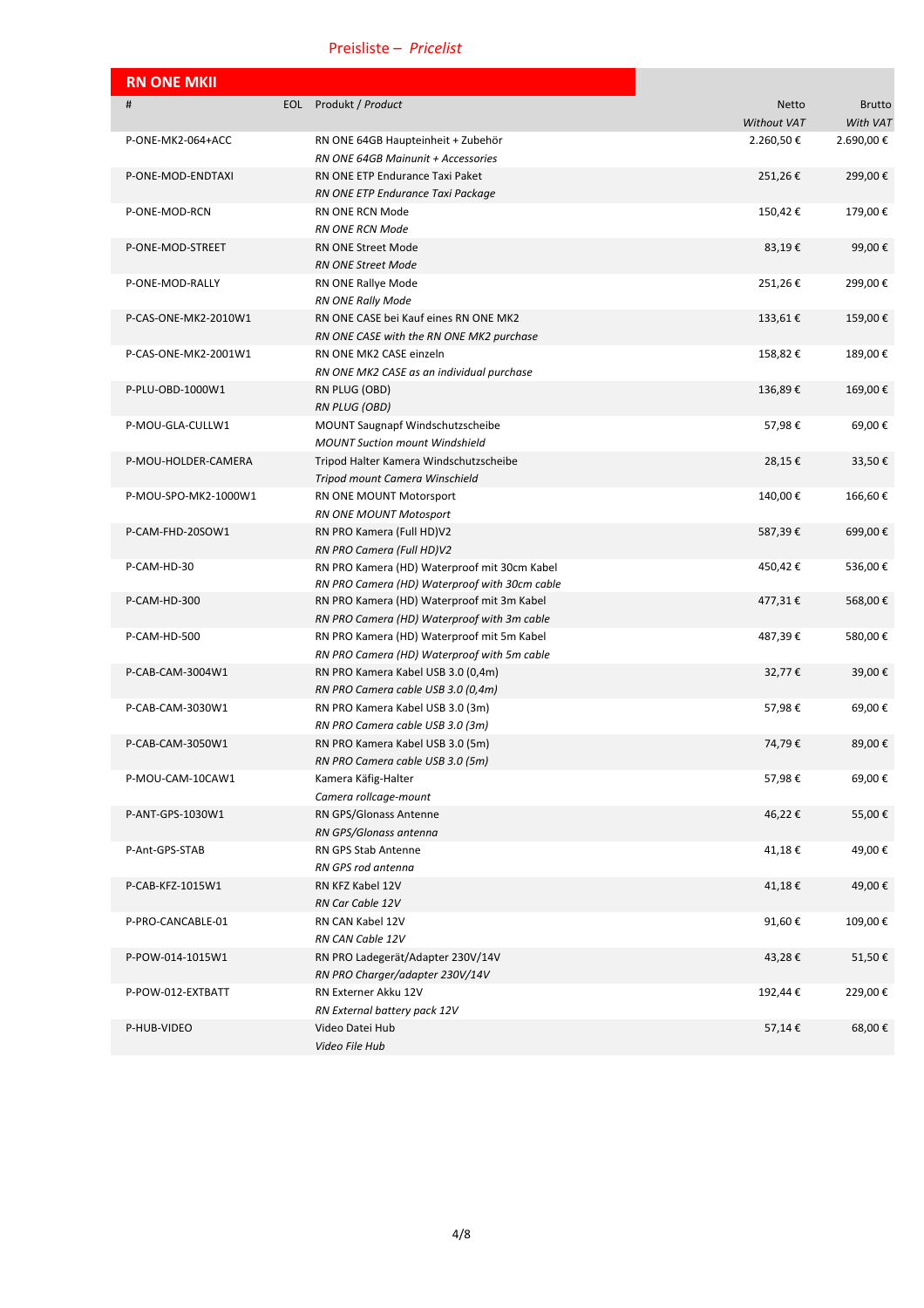Preisliste – *Pricelist*

## RN ONE MKII

| # | EOL | Produkt / *Product* | Netto *Without VAT* | Brutto *With VAT* |
|---|---|---|---|---|
| P-ONE-MK2-064+ACC | | RN ONE 64GB Haupteinheit + Zubehör *RN ONE 64GB Mainunit + Accessories* | 2.260,50 € | 2.690,00 € |
| P-ONE-MOD-ENDTAXI | | RN ONE ETP Endurance Taxi Paket *RN ONE ETP Endurance Taxi Package* | 251,26 € | 299,00 € |
| P-ONE-MOD-RCN | | RN ONE RCN Mode *RN ONE RCN Mode* | 150,42 € | 179,00 € |
| P-ONE-MOD-STREET | | RN ONE Street Mode *RN ONE Street Mode* | 83,19 € | 99,00 € |
| P-ONE-MOD-RALLY | | RN ONE Rallye Mode *RN ONE Rally Mode* | 251,26 € | 299,00 € |
| P-CAS-ONE-MK2-2010W1 | | RN ONE CASE bei Kauf eines RN ONE MK2 *RN ONE CASE with the RN ONE MK2 purchase* | 133,61 € | 159,00 € |
| P-CAS-ONE-MK2-2001W1 | | RN ONE MK2 CASE einzeln *RN ONE MK2 CASE as an individual purchase* | 158,82 € | 189,00 € |
| P-PLU-OBD-1000W1 | | RN PLUG (OBD) *RN PLUG (OBD)* | 136,89 € | 169,00 € |
| P-MOU-GLA-CULLW1 | | MOUNT Saugnapf Windschutzscheibe *MOUNT Suction mount Windshield* | 57,98 € | 69,00 € |
| P-MOU-HOLDER-CAMERA | | Tripod Halter Kamera Windschutzscheibe *Tripod mount Camera Winschield* | 28,15 € | 33,50 € |
| P-MOU-SPO-MK2-1000W1 | | RN ONE MOUNT Motorsport *RN ONE MOUNT Motosport* | 140,00 € | 166,60 € |
| P-CAM-FHD-20SOW1 | | RN PRO Kamera (Full HD)V2 *RN PRO Camera (Full HD)V2* | 587,39 € | 699,00 € |
| P-CAM-HD-30 | | RN PRO Kamera (HD) Waterproof mit 30cm Kabel *RN PRO Camera (HD) Waterproof with 30cm cable* | 450,42 € | 536,00 € |
| P-CAM-HD-300 | | RN PRO Kamera (HD) Waterproof mit 3m Kabel *RN PRO Camera (HD) Waterproof with 3m cable* | 477,31 € | 568,00 € |
| P-CAM-HD-500 | | RN PRO Kamera (HD) Waterproof mit 5m Kabel *RN PRO Camera (HD) Waterproof with 5m cable* | 487,39 € | 580,00 € |
| P-CAB-CAM-3004W1 | | RN PRO Kamera Kabel USB 3.0 (0,4m) *RN PRO Camera cable USB 3.0 (0,4m)* | 32,77 € | 39,00 € |
| P-CAB-CAM-3030W1 | | RN PRO Kamera Kabel USB 3.0 (3m) *RN PRO Camera cable USB 3.0 (3m)* | 57,98 € | 69,00 € |
| P-CAB-CAM-3050W1 | | RN PRO Kamera Kabel USB 3.0 (5m) *RN PRO Camera cable USB 3.0 (5m)* | 74,79 € | 89,00 € |
| P-MOU-CAM-10CAW1 | | Kamera Käfig-Halter *Camera rollcage-mount* | 57,98 € | 69,00 € |
| P-ANT-GPS-1030W1 | | RN GPS/Glonass Antenne *RN GPS/Glonass antenna* | 46,22 € | 55,00 € |
| P-Ant-GPS-STAB | | RN GPS Stab Antenne *RN GPS rod antenna* | 41,18 € | 49,00 € |
| P-CAB-KFZ-1015W1 | | RN KFZ Kabel 12V *RN Car Cable 12V* | 41,18 € | 49,00 € |
| P-PRO-CANCABLE-01 | | RN CAN Kabel 12V *RN CAN Cable 12V* | 91,60 € | 109,00 € |
| P-POW-014-1015W1 | | RN PRO Ladegerät/Adapter 230V/14V *RN PRO Charger/adapter 230V/14V* | 43,28 € | 51,50 € |
| P-POW-012-EXTBATT | | RN Externer Akku 12V *RN External battery pack 12V* | 192,44 € | 229,00 € |
| P-HUB-VIDEO | | Video Datei Hub *Video File Hub* | 57,14 € | 68,00 € |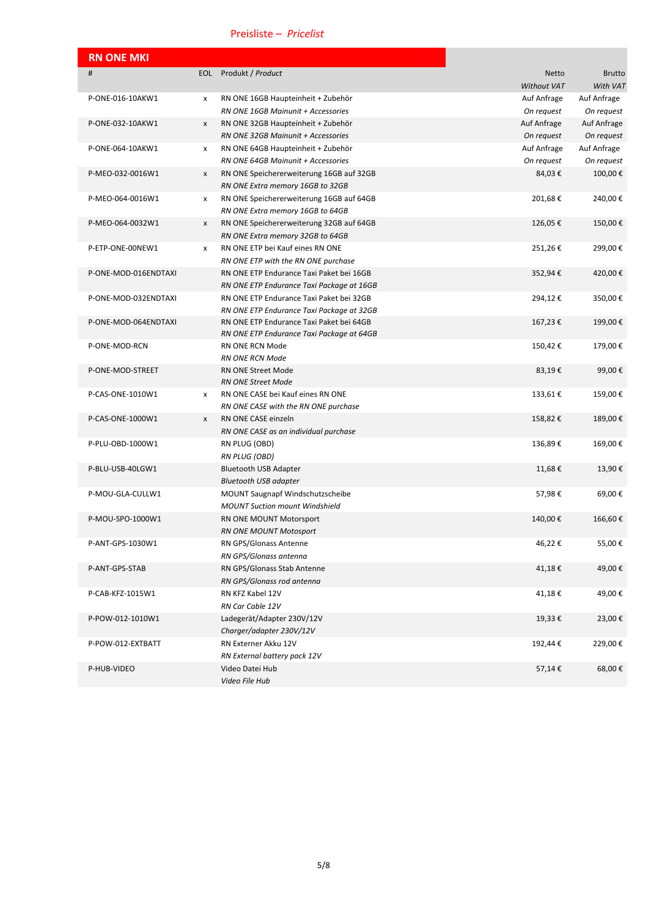Preisliste – *Pricelist*

## RN ONE MKI

| # | EOL | Produkt / *Product* | Netto *Without VAT* | Brutto *With VAT* |
|---|---|---|---|---|
| P-ONE-016-10AKW1 | x | RN ONE 16GB Haupteinheit + Zubehör *RN ONE 16GB Mainunit + Accessories* | Auf Anfrage *On request* | Auf Anfrage *On request* |
| P-ONE-032-10AKW1 | x | RN ONE 32GB Haupteinheit + Zubehör *RN ONE 32GB Mainunit + Accessories* | Auf Anfrage *On request* | Auf Anfrage *On request* |
| P-ONE-064-10AKW1 | x | RN ONE 64GB Haupteinheit + Zubehör *RN ONE 64GB Mainunit + Accessories* | Auf Anfrage *On request* | Auf Anfrage *On request* |
| P-MEO-032-0016W1 | x | RN ONE Speichererweiterung 16GB auf 32GB *RN ONE Extra memory 16GB to 32GB* | 84,03 € | 100,00 € |
| P-MEO-064-0016W1 | x | RN ONE Speichererweiterung 16GB auf 64GB *RN ONE Extra memory 16GB to 64GB* | 201,68 € | 240,00 € |
| P-MEO-064-0032W1 | x | RN ONE Speichererweiterung 32GB auf 64GB *RN ONE Extra memory 32GB to 64GB* | 126,05 € | 150,00 € |
| P-ETP-ONE-00NEW1 | x | RN ONE ETP bei Kauf eines RN ONE *RN ONE ETP with the RN ONE purchase* | 251,26 € | 299,00 € |
| P-ONE-MOD-016ENDTAXI | | RN ONE ETP Endurance Taxi Paket bei 16GB *RN ONE ETP Endurance Taxi Package at 16GB* | 352,94 € | 420,00 € |
| P-ONE-MOD-032ENDTAXI | | RN ONE ETP Endurance Taxi Paket bei 32GB *RN ONE ETP Endurance Taxi Package at 32GB* | 294,12 € | 350,00 € |
| P-ONE-MOD-064ENDTAXI | | RN ONE ETP Endurance Taxi Paket bei 64GB *RN ONE ETP Endurance Taxi Package at 64GB* | 167,23 € | 199,00 € |
| P-ONE-MOD-RCN | | RN ONE RCN Mode *RN ONE RCN Mode* | 150,42 € | 179,00 € |
| P-ONE-MOD-STREET | | RN ONE Street Mode *RN ONE Street Mode* | 83,19 € | 99,00 € |
| P-CAS-ONE-1010W1 | x | RN ONE CASE bei Kauf eines RN ONE *RN ONE CASE with the RN ONE purchase* | 133,61 € | 159,00 € |
| P-CAS-ONE-1000W1 | x | RN ONE CASE einzeln *RN ONE CASE as an individual purchase* | 158,82 € | 189,00 € |
| P-PLU-OBD-1000W1 | | RN PLUG (OBD) *RN PLUG (OBD)* | 136,89 € | 169,00 € |
| P-BLU-USB-40LGW1 | | Bluetooth USB Adapter *Bluetooth USB adapter* | 11,68 € | 13,90 € |
| P-MOU-GLA-CULLW1 | | MOUNT Saugnapf Windschutzscheibe *MOUNT Suction mount Windshield* | 57,98 € | 69,00 € |
| P-MOU-SPO-1000W1 | | RN ONE MOUNT Motorsport *RN ONE MOUNT Motosport* | 140,00 € | 166,60 € |
| P-ANT-GPS-1030W1 | | RN GPS/Glonass Antenne *RN GPS/Glonass antenna* | 46,22 € | 55,00 € |
| P-ANT-GPS-STAB | | RN GPS/Glonass Stab Antenne *RN GPS/Glonass rod antenna* | 41,18 € | 49,00 € |
| P-CAB-KFZ-1015W1 | | RN KFZ Kabel 12V *RN Car Cable 12V* | 41,18 € | 49,00 € |
| P-POW-012-1010W1 | | Ladegerät/Adapter 230V/12V *Charger/adapter 230V/12V* | 19,33 € | 23,00 € |
| P-POW-012-EXTBATT | | RN Externer Akku 12V *RN External battery pack 12V* | 192,44 € | 229,00 € |
| P-HUB-VIDEO | | Video Datei Hub *Video File Hub* | 57,14 € | 68,00 € |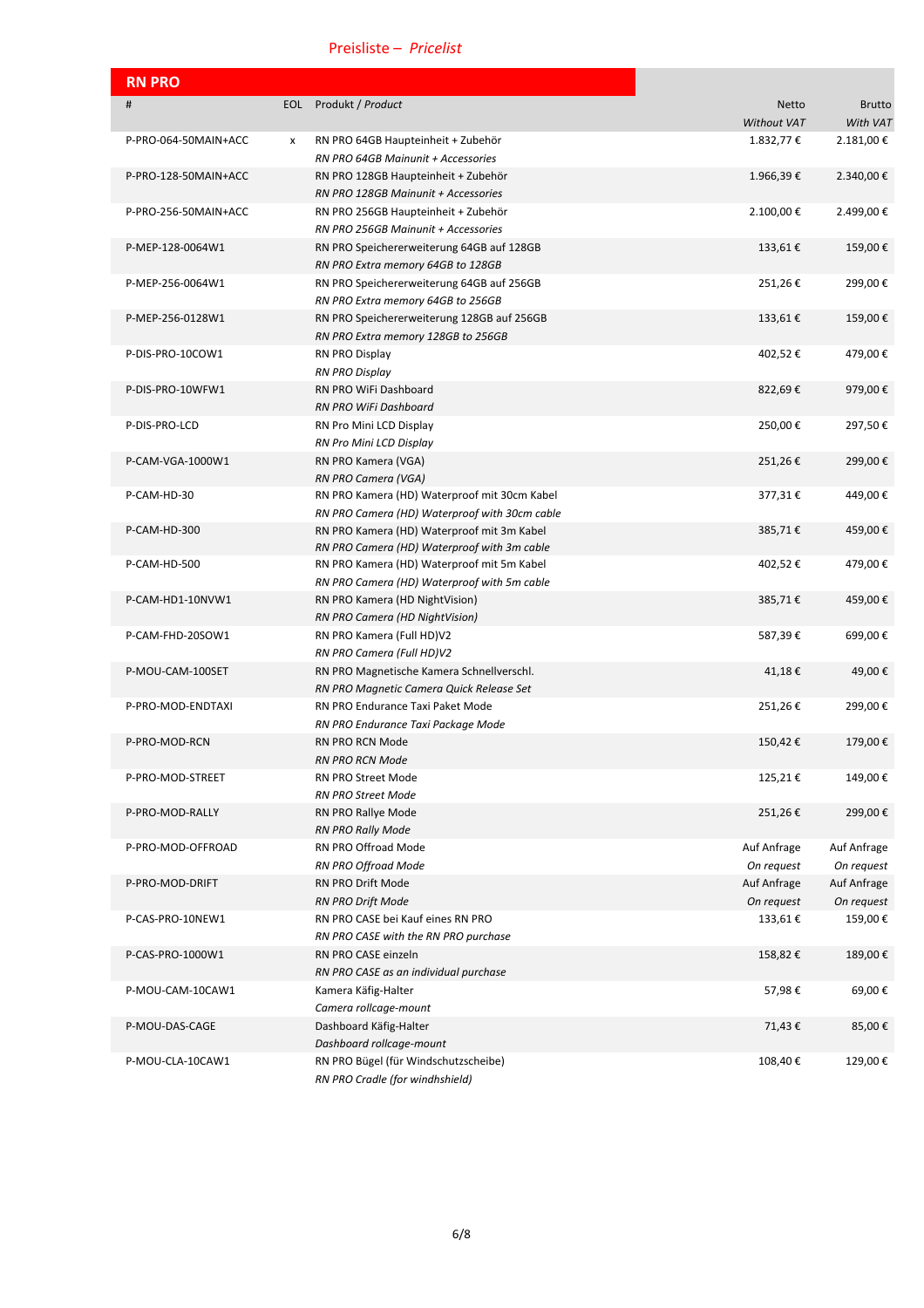Preisliste – *Pricelist*

## RN PRO

| # | EOL | Produkt / *Product* | Netto *Without VAT* | Brutto *With VAT* |
|---|---|---|---|---|
| P-PRO-064-50MAIN+ACC | x | RN PRO 64GB Haupteinheit + Zubehör *RN PRO 64GB Mainunit + Accessories* | 1.832,77 € | 2.181,00 € |
| P-PRO-128-50MAIN+ACC | | RN PRO 128GB Haupteinheit + Zubehör *RN PRO 128GB Mainunit + Accessories* | 1.966,39 € | 2.340,00 € |
| P-PRO-256-50MAIN+ACC | | RN PRO 256GB Haupteinheit + Zubehör *RN PRO 256GB Mainunit + Accessories* | 2.100,00 € | 2.499,00 € |
| P-MEP-128-0064W1 | | RN PRO Speichererweiterung 64GB auf 128GB *RN PRO Extra memory 64GB to 128GB* | 133,61 € | 159,00 € |
| P-MEP-256-0064W1 | | RN PRO Speichererweiterung 64GB auf 256GB *RN PRO Extra memory 64GB to 256GB* | 251,26 € | 299,00 € |
| P-MEP-256-0128W1 | | RN PRO Speichererweiterung 128GB auf 256GB *RN PRO Extra memory 128GB to 256GB* | 133,61 € | 159,00 € |
| P-DIS-PRO-10COW1 | | RN PRO Display *RN PRO Display* | 402,52 € | 479,00 € |
| P-DIS-PRO-10WFW1 | | RN PRO WiFi Dashboard *RN PRO WiFi Dashboard* | 822,69 € | 979,00 € |
| P-DIS-PRO-LCD | | RN Pro Mini LCD Display *RN Pro Mini LCD Display* | 250,00 € | 297,50 € |
| P-CAM-VGA-1000W1 | | RN PRO Kamera (VGA) *RN PRO Camera (VGA)* | 251,26 € | 299,00 € |
| P-CAM-HD-30 | | RN PRO Kamera (HD) Waterproof mit 30cm Kabel *RN PRO Camera (HD) Waterproof with 30cm cable* | 377,31 € | 449,00 € |
| P-CAM-HD-300 | | RN PRO Kamera (HD) Waterproof mit 3m Kabel *RN PRO Camera (HD) Waterproof with 3m cable* | 385,71 € | 459,00 € |
| P-CAM-HD-500 | | RN PRO Kamera (HD) Waterproof mit 5m Kabel *RN PRO Camera (HD) Waterproof with 5m cable* | 402,52 € | 479,00 € |
| P-CAM-HD1-10NVW1 | | RN PRO Kamera (HD NightVision) *RN PRO Camera (HD NightVision)* | 385,71 € | 459,00 € |
| P-CAM-FHD-20SOW1 | | RN PRO Kamera (Full HD)V2 *RN PRO Camera (Full HD)V2* | 587,39 € | 699,00 € |
| P-MOU-CAM-100SET | | RN PRO Magnetische Kamera Schnellverschl. *RN PRO Magnetic Camera Quick Release Set* | 41,18 € | 49,00 € |
| P-PRO-MOD-ENDTAXI | | RN PRO Endurance Taxi Paket Mode *RN PRO Endurance Taxi Package Mode* | 251,26 € | 299,00 € |
| P-PRO-MOD-RCN | | RN PRO RCN Mode *RN PRO RCN Mode* | 150,42 € | 179,00 € |
| P-PRO-MOD-STREET | | RN PRO Street Mode *RN PRO Street Mode* | 125,21 € | 149,00 € |
| P-PRO-MOD-RALLY | | RN PRO Rallye Mode *RN PRO Rally Mode* | 251,26 € | 299,00 € |
| P-PRO-MOD-OFFROAD | | RN PRO Offroad Mode *RN PRO Offroad Mode* | Auf Anfrage *On request* | Auf Anfrage *On request* |
| P-PRO-MOD-DRIFT | | RN PRO Drift Mode *RN PRO Drift Mode* | Auf Anfrage *On request* | Auf Anfrage *On request* |
| P-CAS-PRO-10NEW1 | | RN PRO CASE bei Kauf eines RN PRO *RN PRO CASE with the RN PRO purchase* | 133,61 € | 159,00 € |
| P-CAS-PRO-1000W1 | | RN PRO CASE einzeln *RN PRO CASE as an individual purchase* | 158,82 € | 189,00 € |
| P-MOU-CAM-10CAW1 | | Kamera Käfig-Halter *Camera rollcage-mount* | 57,98 € | 69,00 € |
| P-MOU-DAS-CAGE | | Dashboard Käfig-Halter *Dashboard rollcage-mount* | 71,43 € | 85,00 € |
| P-MOU-CLA-10CAW1 | | RN PRO Bügel (für Windschutzscheibe) *RN PRO Cradle (for windhshield)* | 108,40 € | 129,00 € |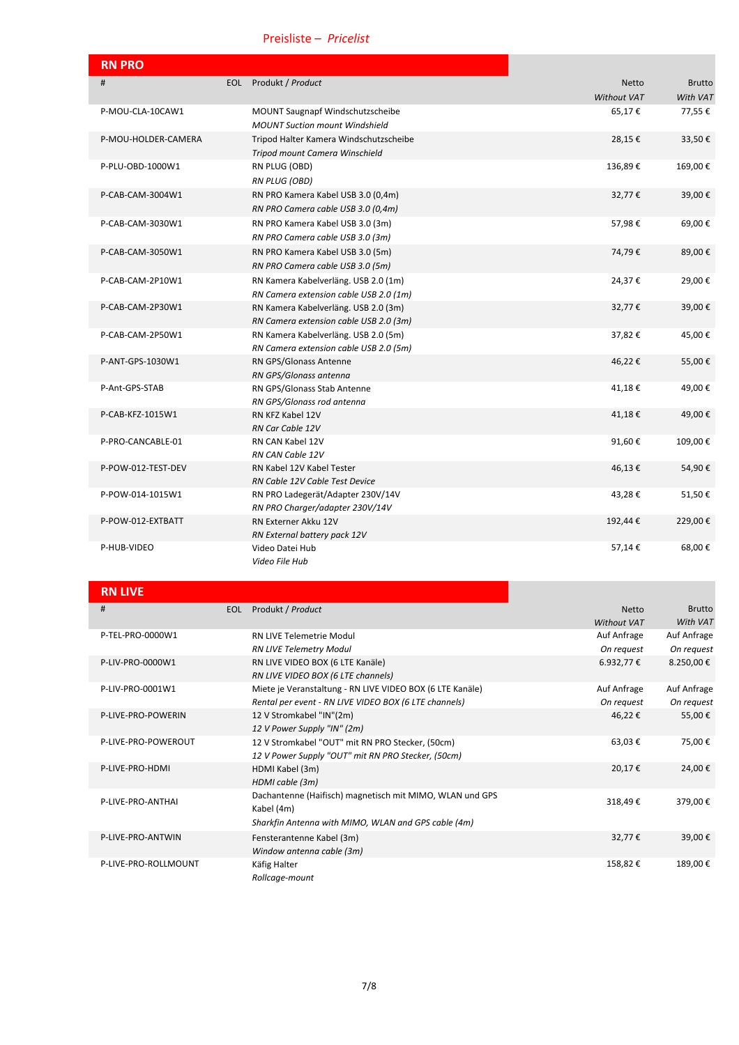Preisliste – *Pricelist*

## RN PRO

| # | EOL | Produkt / *Product* | Netto *Without VAT* | Brutto *With VAT* |
|---|---|---|---|---|
| P-MOU-CLA-10CAW1 | | MOUNT Saugnapf Windschutzscheibe *MOUNT Suction mount Windshield* | 65,17 € | 77,55 € |
| P-MOU-HOLDER-CAMERA | | Tripod Halter Kamera Windschutzscheibe *Tripod mount Camera Winschield* | 28,15 € | 33,50 € |
| P-PLU-OBD-1000W1 | | RN PLUG (OBD) *RN PLUG (OBD)* | 136,89 € | 169,00 € |
| P-CAB-CAM-3004W1 | | RN PRO Kamera Kabel USB 3.0 (0,4m) *RN PRO Camera cable USB 3.0 (0,4m)* | 32,77 € | 39,00 € |
| P-CAB-CAM-3030W1 | | RN PRO Kamera Kabel USB 3.0 (3m) *RN PRO Camera cable USB 3.0 (3m)* | 57,98 € | 69,00 € |
| P-CAB-CAM-3050W1 | | RN PRO Kamera Kabel USB 3.0 (5m) *RN PRO Camera cable USB 3.0 (5m)* | 74,79 € | 89,00 € |
| P-CAB-CAM-2P10W1 | | RN Kamera Kabelverläng. USB 2.0 (1m) *RN Camera extension cable USB 2.0 (1m)* | 24,37 € | 29,00 € |
| P-CAB-CAM-2P30W1 | | RN Kamera Kabelverläng. USB 2.0 (3m) *RN Camera extension cable USB 2.0 (3m)* | 32,77 € | 39,00 € |
| P-CAB-CAM-2P50W1 | | RN Kamera Kabelverläng. USB 2.0 (5m) *RN Camera extension cable USB 2.0 (5m)* | 37,82 € | 45,00 € |
| P-ANT-GPS-1030W1 | | RN GPS/Glonass Antenne *RN GPS/Glonass antenna* | 46,22 € | 55,00 € |
| P-Ant-GPS-STAB | | RN GPS/Glonass Stab Antenne *RN GPS/Glonass rod antenna* | 41,18 € | 49,00 € |
| P-CAB-KFZ-1015W1 | | RN KFZ Kabel 12V *RN Car Cable 12V* | 41,18 € | 49,00 € |
| P-PRO-CANCABLE-01 | | RN CAN Kabel 12V *RN CAN Cable 12V* | 91,60 € | 109,00 € |
| P-POW-012-TEST-DEV | | RN Kabel 12V Kabel Tester *RN Cable 12V Cable Test Device* | 46,13 € | 54,90 € |
| P-POW-014-1015W1 | | RN PRO Ladegerät/Adapter 230V/14V *RN PRO Charger/adapter 230V/14V* | 43,28 € | 51,50 € |
| P-POW-012-EXTBATT | | RN Externer Akku 12V *RN External battery pack 12V* | 192,44 € | 229,00 € |
| P-HUB-VIDEO | | Video Datei Hub *Video File Hub* | 57,14 € | 68,00 € |

## RN LIVE

| # | EOL | Produkt / *Product* | Netto *Without VAT* | Brutto *With VAT* |
|---|---|---|---|---|
| P-TEL-PRO-0000W1 | | RN LIVE Telemetrie Modul *RN LIVE Telemetry Modul* | Auf Anfrage *On request* | Auf Anfrage *On request* |
| P-LIV-PRO-0000W1 | | RN LIVE VIDEO BOX (6 LTE Kanäle) *RN LIVE VIDEO BOX (6 LTE channels)* | 6.932,77 € | 8.250,00 € |
| P-LIV-PRO-0001W1 | | Miete je Veranstaltung - RN LIVE VIDEO BOX (6 LTE Kanäle) *Rental per event - RN LIVE VIDEO BOX (6 LTE channels)* | Auf Anfrage *On request* | Auf Anfrage *On request* |
| P-LIVE-PRO-POWERIN | | 12 V Stromkabel "IN"(2m) *12 V Power Supply "IN" (2m)* | 46,22 € | 55,00 € |
| P-LIVE-PRO-POWEROUT | | 12 V Stromkabel "OUT" mit RN PRO Stecker, (50cm) *12 V Power Supply "OUT" mit RN PRO Stecker, (50cm)* | 63,03 € | 75,00 € |
| P-LIVE-PRO-HDMI | | HDMI Kabel (3m) *HDMI cable (3m)* | 20,17 € | 24,00 € |
| P-LIVE-PRO-ANTHAI | | Dachantenne (Haifisch) magnetisch mit MIMO, WLAN und GPS Kabel (4m) *Sharkfin Antenna with MIMO, WLAN and GPS cable (4m)* | 318,49 € | 379,00 € |
| P-LIVE-PRO-ANTWIN | | Fensterantenne Kabel (3m) *Window antenna cable (3m)* | 32,77 € | 39,00 € |
| P-LIVE-PRO-ROLLMOUNT | | Käfig Halter *Rollcage-mount* | 158,82 € | 189,00 € |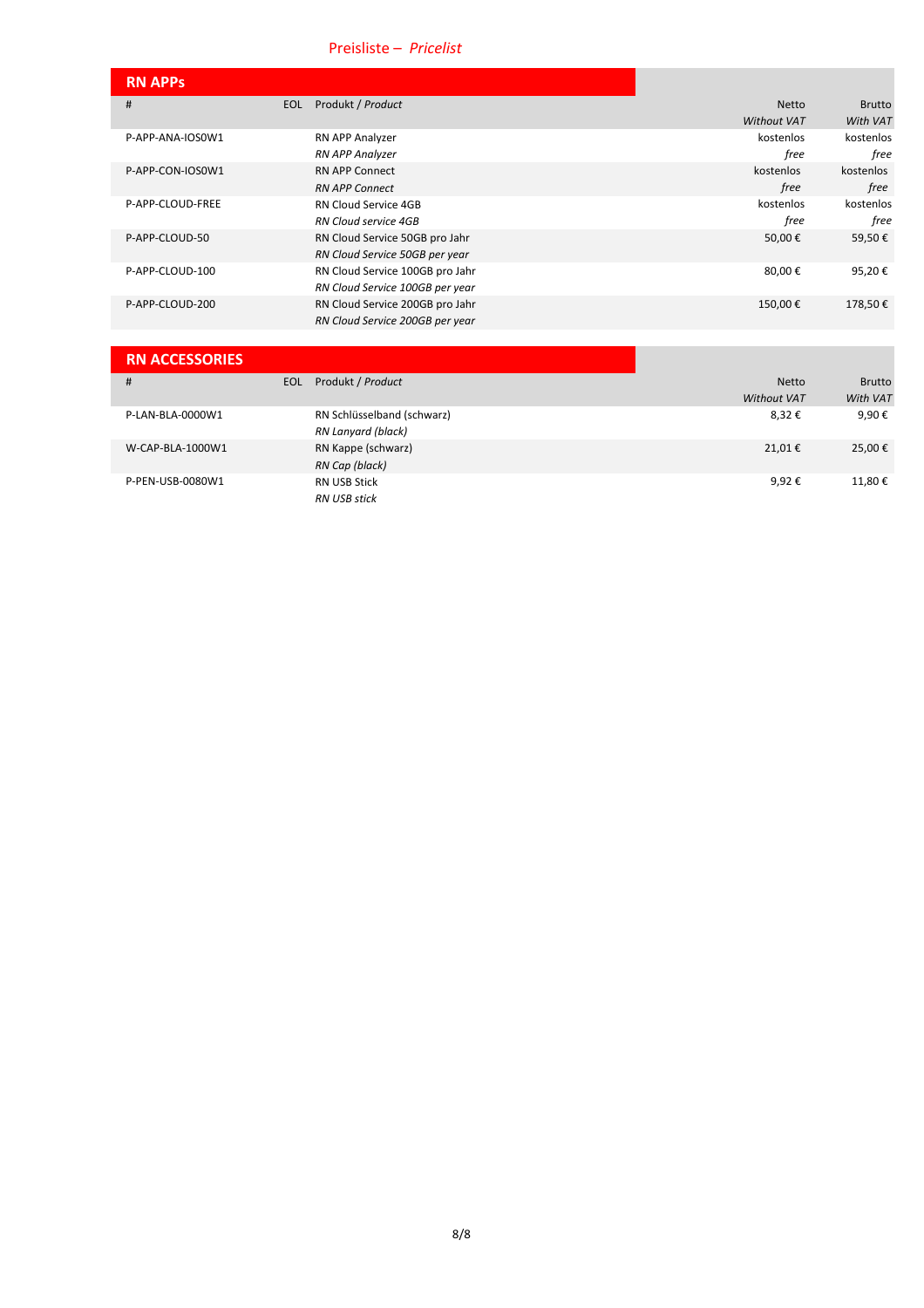Preisliste – *Pricelist*

## RN APPs

| # | EOL | Produkt / *Product* | Netto *Without VAT* | Brutto *With VAT* |
|---|---|---|---|---|
| P-APP-ANA-IOS0W1 | | RN APP Analyzer *RN APP Analyzer* | kostenlos *free* | kostenlos *free* |
| P-APP-CON-IOS0W1 | | RN APP Connect *RN APP Connect* | kostenlos *free* | kostenlos *free* |
| P-APP-CLOUD-FREE | | RN Cloud Service 4GB *RN Cloud service 4GB* | kostenlos *free* | kostenlos *free* |
| P-APP-CLOUD-50 | | RN Cloud Service 50GB pro Jahr *RN Cloud Service 50GB per year* | 50,00 € | 59,50 € |
| P-APP-CLOUD-100 | | RN Cloud Service 100GB pro Jahr *RN Cloud Service 100GB per year* | 80,00 € | 95,20 € |
| P-APP-CLOUD-200 | | RN Cloud Service 200GB pro Jahr *RN Cloud Service 200GB per year* | 150,00 € | 178,50 € |

## RN ACCESSORIES

| # | EOL | Produkt / *Product* | Netto *Without VAT* | Brutto *With VAT* |
|---|---|---|---|---|
| P-LAN-BLA-0000W1 | | RN Schlüsselband (schwarz) *RN Lanyard (black)* | 8,32 € | 9,90 € |
| W-CAP-BLA-1000W1 | | RN Kappe (schwarz) *RN Cap (black)* | 21,01 € | 25,00 € |
| P-PEN-USB-0080W1 | | RN USB Stick *RN USB stick* | 9,92 € | 11,80 € |